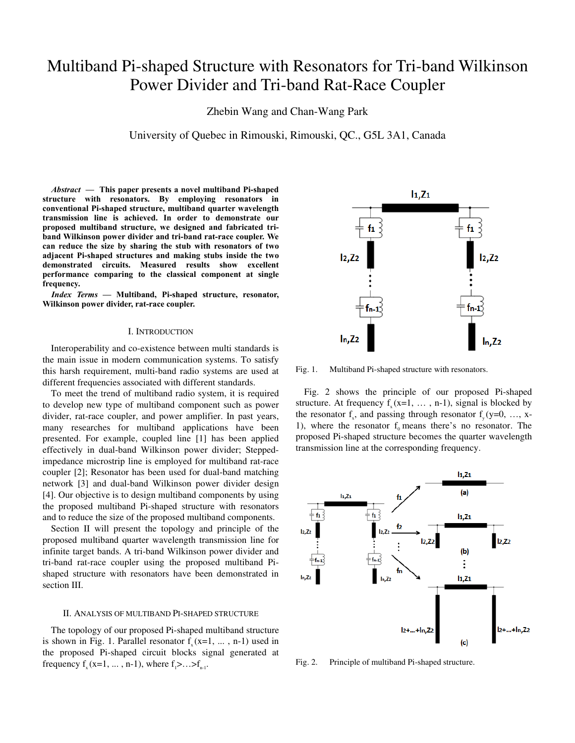# Multiband Pi-shaped Structure with Resonators for Tri-band Wilkinson Power Divider and Tri-band Rat-Race Coupler

Zhebin Wang and Chan-Wang Park

University of Quebec in Rimouski, Rimouski, QC., G5L 3A1, Canada

***Abstract* — This paper presents a novel multiband Pi-shaped structure with resonators. By employing resonators in conventional Pi-shaped structure, multiband quarter wavelength transmission line is achieved. In order to demonstrate our proposed multiband structure, we designed and fabricated tri-band Wilkinson power divider and tri-band rat-race coupler. We can reduce the size by sharing the stub with resonators of two adjacent Pi-shaped structures and making stubs inside the two demonstrated circuits. Measured results show excellent performance comparing to the classical component at single frequency.**

***Index Terms* — Multiband, Pi-shaped structure, resonator, Wilkinson power divider, rat-race coupler.**

## I. Introduction

Interoperability and co-existence between multi standards is the main issue in modern communication systems. To satisfy this harsh requirement, multi-band radio systems are used at different frequencies associated with different standards.

To meet the trend of multiband radio system, it is required to develop new type of multiband component such as power divider, rat-race coupler, and power amplifier. In past years, many researches for multiband applications have been presented. For example, coupled line [1] has been applied effectively in dual-band Wilkinson power divider; Stepped-impedance microstrip line is employed for multiband rat-race coupler [2]; Resonator has been used for dual-band matching network [3] and dual-band Wilkinson power divider design [4]. Our objective is to design multiband components by using the proposed multiband Pi-shaped structure with resonators and to reduce the size of the proposed multiband components.

Section II will present the topology and principle of the proposed multiband quarter wavelength transmission line for infinite target bands. A tri-band Wilkinson power divider and tri-band rat-race coupler using the proposed multiband Pi-shaped structure with resonators have been demonstrated in section III.

## II. Analysis of Multiband Pi-shaped Structure

The topology of our proposed Pi-shaped multiband structure is shown in Fig. 1. Parallel resonator $f_x$ (x=1, ... , n-1) used in the proposed Pi-shaped circuit blocks signal generated at frequency $f_x$ (x=1, ... , n-1), where $f_1 > \ldots > f_{n-1}$.

Fig. 1. Multiband Pi-shaped structure with resonators.

Fig. 2 shows the principle of our proposed Pi-shaped structure. At frequency $f_x$ (x=1, … , n-1), signal is blocked by the resonator $f_x$, and passing through resonator $f_y$ (y=0, …, x-1), where the resonator $f_0$ means there's no resonator. The proposed Pi-shaped structure becomes the quarter wavelength transmission line at the corresponding frequency.

Fig. 2. Principle of multiband Pi-shaped structure.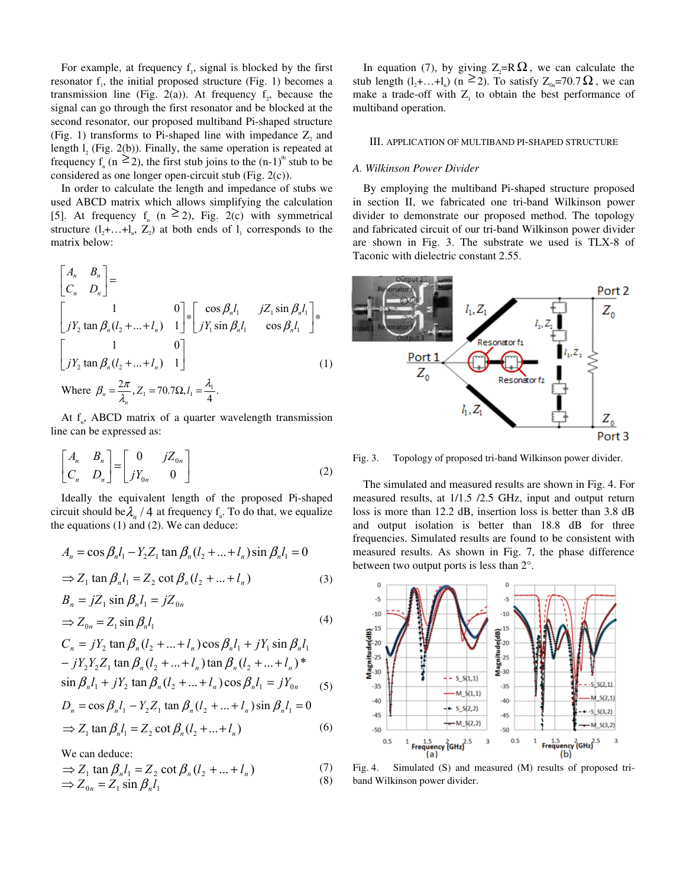For example, at frequency $f_1$, signal is blocked by the first resonator $f_1$, the initial proposed structure (Fig. 1) becomes a transmission line (Fig. 2(a)). At frequency $f_2$, because the signal can go through the first resonator and be blocked at the second resonator, our proposed multiband Pi-shaped structure (Fig. 1) transforms to Pi-shaped line with impedance $Z_2$ and length $l_2$ (Fig. 2(b)). Finally, the same operation is repeated at frequency $f_n$ ($n \geq 2$), the first stub joins to the $(n-1)^{th}$ stub to be considered as one longer open-circuit stub (Fig. 2(c)).

In order to calculate the length and impedance of stubs we used ABCD matrix which allows simplifying the calculation [5]. At frequency $f_n$ ($n \geq 2$), Fig. 2(c) with symmetrical structure $(l_2+\ldots+l_n, Z_2)$ at both ends of $l_1$ corresponds to the matrix below:

$$\begin{bmatrix} A_n & B_n \\ C_n & D_n \end{bmatrix} = \begin{bmatrix} 1 & 0 \\ jY_2 \tan\beta_n(l_2+\ldots+l_n) & 1 \end{bmatrix} * \begin{bmatrix} \cos\beta_n l_1 & jZ_1\sin\beta_n l_1 \\ jY_1\sin\beta_n l_1 & \cos\beta_n l_1 \end{bmatrix} * \begin{bmatrix} 1 & 0 \\ jY_2 \tan\beta_n(l_2+\ldots+l_n) & 1 \end{bmatrix} \quad (1)$$

Where $\beta_n = \frac{2\pi}{\lambda_n}, Z_1 = 70.7\Omega, l_1 = \frac{\lambda_1}{4}$.

At $f_n$, ABCD matrix of a quarter wavelength transmission line can be expressed as:

$$\begin{bmatrix} A_n & B_n \\ C_n & D_n \end{bmatrix} = \begin{bmatrix} 0 & jZ_{0n} \\ jY_{0n} & 0 \end{bmatrix} \quad (2)$$

Ideally the equivalent length of the proposed Pi-shaped circuit should be $\lambda_n / 4$ at frequency $f_n$. To do that, we equalize the equations (1) and (2). We can deduce:

$$A_n = \cos\beta_n l_1 - Y_2 Z_1 \tan\beta_n(l_2+\ldots+l_n)\sin\beta_n l_1 = 0$$
$$\Rightarrow Z_1 \tan\beta_n l_1 = Z_2 \cot\beta_n(l_2+\ldots+l_n) \quad (3)$$

$$B_n = jZ_1 \sin\beta_n l_1 = jZ_{0n}$$
$$\Rightarrow Z_{0n} = Z_1 \sin\beta_n l_1 \quad (4)$$

$$C_n = jY_2 \tan\beta_n(l_2+\ldots+l_n)\cos\beta_n l_1 + jY_1\sin\beta_n l_1 - jY_2Y_2Z_1\tan\beta_n(l_2+\ldots+l_n)\tan\beta_n(l_2+\ldots+l_n) * \sin\beta_n l_1 + jY_2\tan\beta_n(l_2+\ldots+l_n)\cos\beta_n l_1 = jY_{0n} \quad (5)$$

$$D_n = \cos\beta_n l_1 - Y_2 Z_1 \tan\beta_n(l_2+\ldots+l_n)\sin\beta_n l_1 = 0$$
$$\Rightarrow Z_1 \tan\beta_n l_1 = Z_2 \cot\beta_n(l_2+\ldots+l_n) \quad (6)$$

We can deduce:

$$\Rightarrow Z_1 \tan\beta_n l_1 = Z_2 \cot\beta_n(l_2+\ldots+l_n) \quad (7)$$
$$\Rightarrow Z_{0n} = Z_1 \sin\beta_n l_1 \quad (8)$$

In equation (7), by giving $Z_2$=R$\Omega$, we can calculate the stub length $(l_2+\ldots+l_n)$ ($n \geq 2$). To satisfy $Z_{0n}$=70.7$\Omega$, we can make a trade-off with $Z_1$ to obtain the best performance of multiband operation.

## III. APPLICATION OF MULTIBAND PI-SHAPED STRUCTURE

### A. Wilkinson Power Divider

By employing the multiband Pi-shaped structure proposed in section II, we fabricated one tri-band Wilkinson power divider to demonstrate our proposed method. The topology and fabricated circuit of our tri-band Wilkinson power divider are shown in Fig. 3. The substrate we used is TLX-8 of Taconic with dielectric constant 2.55.

Fig. 3. Topology of proposed tri-band Wilkinson power divider.

The simulated and measured results are shown in Fig. 4. For measured results, at 1/1.5 /2.5 GHz, input and output return loss is more than 12.2 dB, insertion loss is better than 3.8 dB and output isolation is better than 18.8 dB for three frequencies. Simulated results are found to be consistent with measured results. As shown in Fig. 7, the phase difference between two output ports is less than 2°.

Fig. 4. Simulated (S) and measured (M) results of proposed tri-band Wilkinson power divider.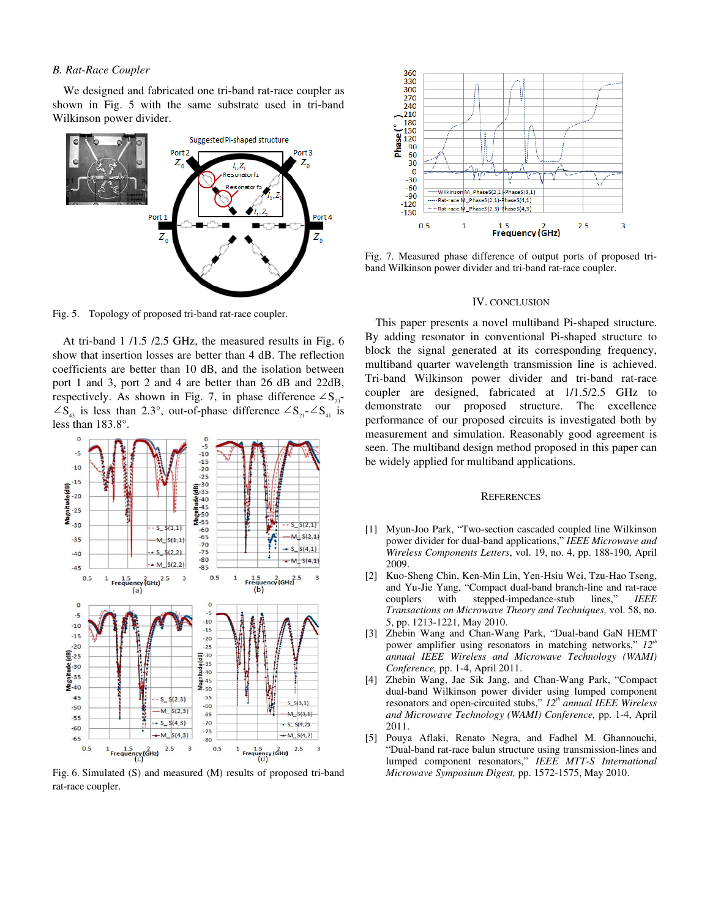### B. Rat-Race Coupler

We designed and fabricated one tri-band rat-race coupler as shown in Fig. 5 with the same substrate used in tri-band Wilkinson power divider.

Suggested Pi-shaped structure

Port 2 $Z_0$ Port 3 $Z_0$ $l_1, Z_1$ Resonator f1 Resonator f2 $l_2, Z_2$ $l_3, Z_3$ Port 1 $Z_0$ Port 4 $Z_0$

Fig. 5. Topology of proposed tri-band rat-race coupler.

At tri-band 1 /1.5 /2.5 GHz, the measured results in Fig. 6 show that insertion losses are better than 4 dB. The reflection coefficients are better than 10 dB, and the isolation between port 1 and 3, port 2 and 4 are better than 26 dB and 22dB, respectively. As shown in Fig. 7, in phase difference $\angle S_{23}$-$\angle S_{43}$ is less than 2.3°, out-of-phase difference $\angle S_{21}$-$\angle S_{41}$ is less than 183.8°.

Magnitude(dB)

0 -5 -10 -15 -20 -25 -30 -35 -40 -45

S_S(1,1) M_S(1,1) S_S(2,2) M_S(2,2)

Frequency (GHz) (a)

0 -5 -10 -15 -20 -25 -30 -35 -40 -45 -50 -55 -60 -65 -70 -75 -80 -85

S_S(2,1) M_S(2,1) S_S(4,1) M_S(4,1)

Frequency (GHz) (b)

0 -5 -10 -15 -20 -25 -30 -35 -40 -45 -50 -55 -60 -65

S_S(2,3) M_S(2,3) S_S(4,3) M_S(4,3)

Frequency (GHz) (c)

0 -5 -10 -15 -20 -25 -30 -35 -40 -45 -50 -55 -60 -65 -70 -75 -80

S_S(3,1) M_S(3,1) S_S(4,2) M_S(4,2)

Frequency (GHz) (d)

0.5 1 1.5 2 2.5 3

Fig. 6. Simulated (S) and measured (M) results of proposed tri-band rat-race coupler.

Phase (°)

360 330 300 270 240 210 180 150 120 90 60 30 0 -30 -60 -90 -120 -150

Wilkinson M_PhaseS(2,1)-PhaseS(3,1)
Rat-race M_PhaseS(2,1)-PhaseS(4,1)
Rat-race M_PhaseS(2,3)-PhaseS(4,3)

0.5 1 1.5 2 2.5 3

Frequency (GHz)

Fig. 7. Measured phase difference of output ports of proposed tri-band Wilkinson power divider and tri-band rat-race coupler.

## IV. Conclusion

This paper presents a novel multiband Pi-shaped structure. By adding resonator in conventional Pi-shaped structure to block the signal generated at its corresponding frequency, multiband quarter wavelength transmission line is achieved. Tri-band Wilkinson power divider and tri-band rat-race coupler are designed, fabricated at 1/1.5/2.5 GHz to demonstrate our proposed structure. The excellence performance of our proposed circuits is investigated both by measurement and simulation. Reasonably good agreement is seen. The multiband design method proposed in this paper can be widely applied for multiband applications.

## References

[1] Myun-Joo Park, "Two-section cascaded coupled line Wilkinson power divider for dual-band applications," *IEEE Microwave and Wireless Components Letters*, vol. 19, no. 4, pp. 188-190, April 2009.

[2] Kuo-Sheng Chin, Ken-Min Lin, Yen-Hsiu Wei, Tzu-Hao Tseng, and Yu-Jie Yang, "Compact dual-band branch-line and rat-race couplers with stepped-impedance-stub lines," *IEEE Transactions on Microwave Theory and Techniques,* vol. 58, no. 5, pp. 1213-1221, May 2010.

[3] Zhebin Wang and Chan-Wang Park, "Dual-band GaN HEMT power amplifier using resonators in matching networks," *12th annual IEEE Wireless and Microwave Technology (WAMI) Conference,* pp. 1-4, April 2011.

[4] Zhebin Wang, Jae Sik Jang, and Chan-Wang Park, "Compact dual-band Wilkinson power divider using lumped component resonators and open-circuited stubs," *12th annual IEEE Wireless and Microwave Technology (WAMI) Conference,* pp. 1-4, April 2011.

[5] Pouya Aflaki, Renato Negra, and Fadhel M. Ghannouchi, "Dual-band rat-race balun structure using transmission-lines and lumped component resonators," *IEEE MTT-S International Microwave Symposium Digest,* pp. 1572-1575, May 2010.